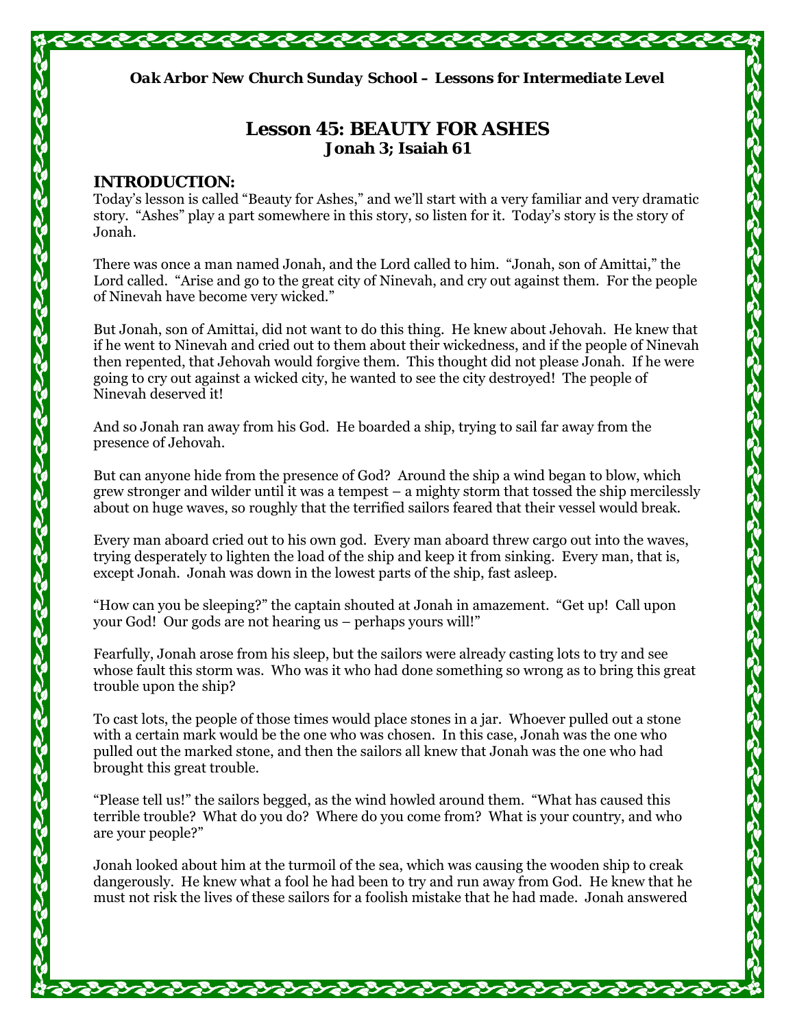*Oak Arbor New Church Sunday School – Lessons for Intermediate Level*

# Lesson 45: BEAUTY FOR ASHES

### Jonah 3; Isaiah 61

## INTRODUCTION:

Today's lesson is called "Beauty for Ashes," and we'll start with a very familiar and very dramatic story. "Ashes" play a part somewhere in this story, so listen for it. Today's story is the story of Jonah.

There was once a man named Jonah, and the Lord called to him. "Jonah, son of Amittai," the Lord called. "Arise and go to the great city of Nineveh, and cry out against them. For the people of Nineveh have become very wicked."

But Jonah, son of Amittai, did not want to do this thing. He knew about Jehovah. He knew that if he went to Nineveh and cried out to them about their wickedness, and if the people of Nineveh then repented, that Jehovah would forgive them. This thought did not please Jonah. If he were going to cry out against a wicked city, he wanted to see the city destroyed! The people of Nineveh deserved it!

And so Jonah ran away from his God. He boarded a ship, trying to sail far away from the presence of Jehovah.

But can anyone hide from the presence of God? Around the ship a wind began to blow, which grew stronger and wilder until it was a tempest – a mighty storm that tossed the ship mercilessly about on huge waves, so roughly that the terrified sailors feared that their vessel would break.

Every man aboard cried out to his own god. Every man aboard threw cargo out into the waves, trying desperately to lighten the load of the ship and keep it from sinking. Every man, that is, except Jonah. Jonah was down in the lowest parts of the ship, fast asleep.

"How can you be sleeping?" the captain shouted at Jonah in amazement. "Get up! Call upon your God! Our gods are not hearing us – perhaps yours will!"

Fearfully, Jonah arose from his sleep, but the sailors were already casting lots to try and see whose fault this storm was. Who was it who had done something so wrong as to bring this great trouble upon the ship?

To cast lots, the people of those times would place stones in a jar. Whoever pulled out a stone with a certain mark would be the one who was chosen. In this case, Jonah was the one who pulled out the marked stone, and then the sailors all knew that Jonah was the one who had brought this great trouble.

"Please tell us!" the sailors begged, as the wind howled around them. "What has caused this terrible trouble? What do you do? Where do you come from? What is your country, and who are your people?"

Jonah looked about him at the turmoil of the sea, which was causing the wooden ship to creak dangerously. He knew what a fool he had been to try and run away from God. He knew that he must not risk the lives of these sailors for a foolish mistake that he had made. Jonah answered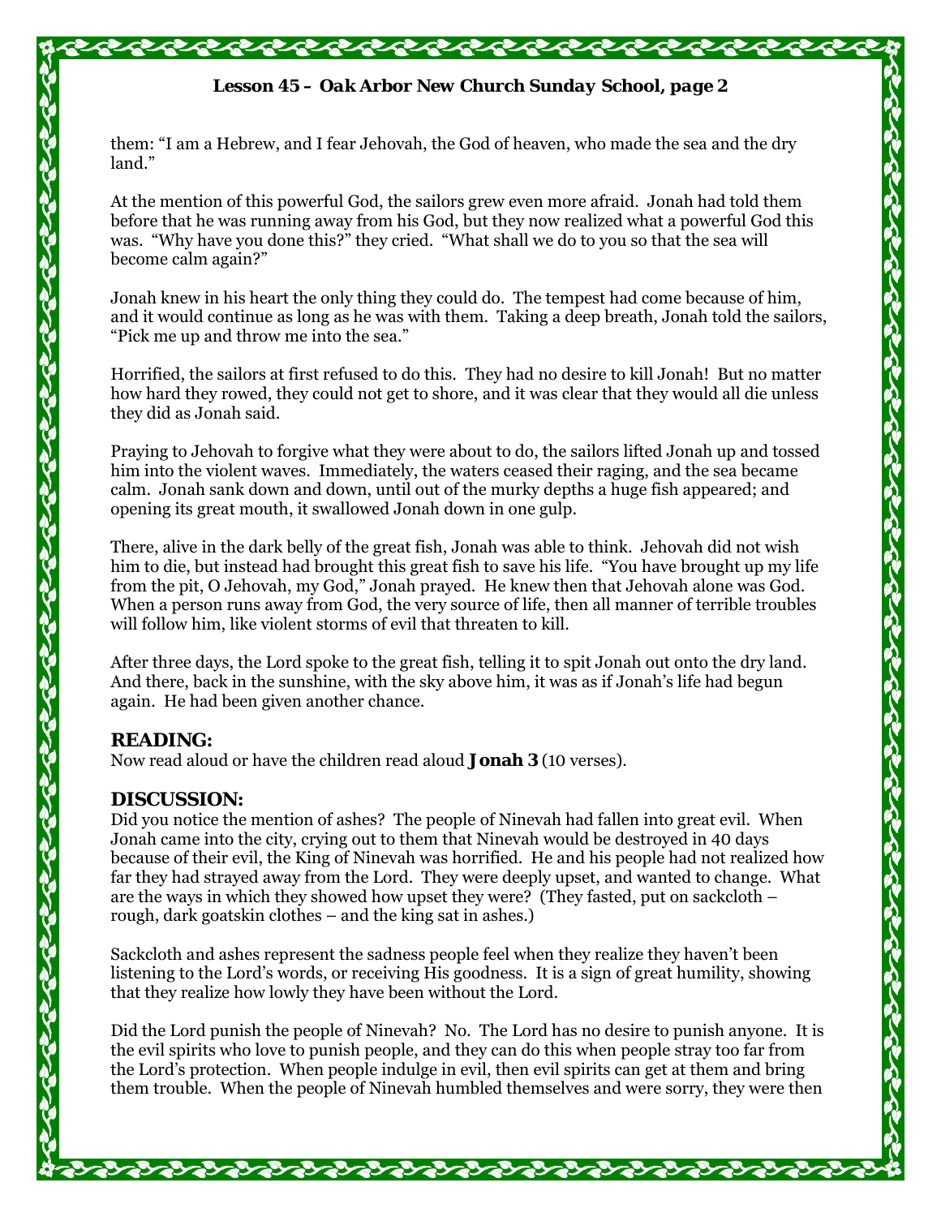them: "I am a Hebrew, and I fear Jehovah, the God of heaven, who made the sea and the dry land."

At the mention of this powerful God, the sailors grew even more afraid. Jonah had told them before that he was running away from his God, but they now realized what a powerful God this was. "Why have you done this?" they cried. "What shall we do to you so that the sea will become calm again?"

Jonah knew in his heart the only thing they could do. The tempest had come because of him, and it would continue as long as he was with them. Taking a deep breath, Jonah told the sailors, "Pick me up and throw me into the sea."

Horrified, the sailors at first refused to do this. They had no desire to kill Jonah! But no matter how hard they rowed, they could not get to shore, and it was clear that they would all die unless they did as Jonah said.

Praying to Jehovah to forgive what they were about to do, the sailors lifted Jonah up and tossed him into the violent waves. Immediately, the waters ceased their raging, and the sea became calm. Jonah sank down and down, until out of the murky depths a huge fish appeared; and opening its great mouth, it swallowed Jonah down in one gulp.

There, alive in the dark belly of the great fish, Jonah was able to think. Jehovah did not wish him to die, but instead had brought this great fish to save his life. "You have brought up my life from the pit, O Jehovah, my God," Jonah prayed. He knew then that Jehovah alone was God. When a person runs away from God, the very source of life, then all manner of terrible troubles will follow him, like violent storms of evil that threaten to kill.

After three days, the Lord spoke to the great fish, telling it to spit Jonah out onto the dry land. And there, back in the sunshine, with the sky above him, it was as if Jonah's life had begun again. He had been given another chance.

## READING:

Now read aloud or have the children read aloud **Jonah 3** (10 verses).

## DISCUSSION:

Did you notice the mention of ashes? The people of Nineveh had fallen into great evil. When Jonah came into the city, crying out to them that Nineveh would be destroyed in 40 days because of their evil, the King of Nineveh was horrified. He and his people had not realized how far they had strayed away from the Lord. They were deeply upset, and wanted to change. What are the ways in which they showed how upset they were? (They fasted, put on sackcloth – rough, dark goatskin clothes – and the king sat in ashes.)

Sackcloth and ashes represent the sadness people feel when they realize they haven't been listening to the Lord's words, or receiving His goodness. It is a sign of great humility, showing that they realize how lowly they have been without the Lord.

Did the Lord punish the people of Nineveh? No. The Lord has no desire to punish anyone. It is the evil spirits who love to punish people, and they can do this when people stray too far from the Lord's protection. When people indulge in evil, then evil spirits can get at them and bring them trouble. When the people of Nineveh humbled themselves and were sorry, they were then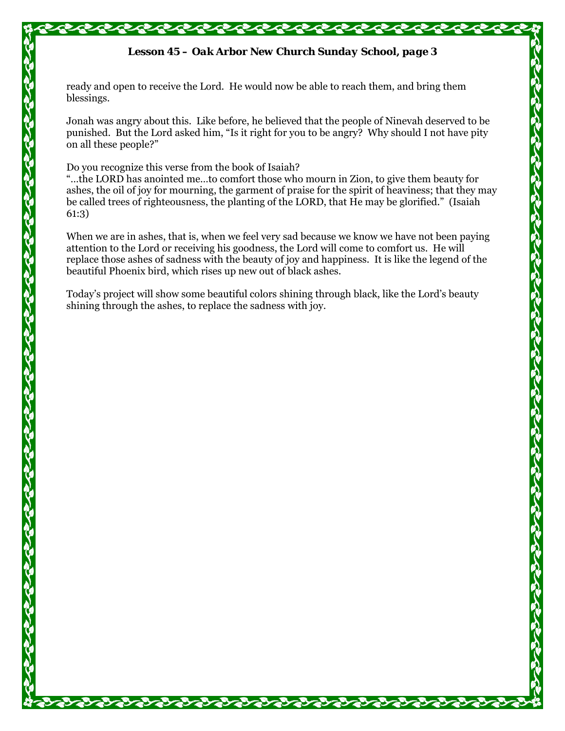ready and open to receive the Lord. He would now be able to reach them, and bring them blessings.

Jonah was angry about this. Like before, he believed that the people of Ninevah deserved to be punished. But the Lord asked him, "Is it right for you to be angry? Why should I not have pity on all these people?"

Do you recognize this verse from the book of Isaiah?
"…the LORD has anointed me…to comfort those who mourn in Zion, to give them beauty for ashes, the oil of joy for mourning, the garment of praise for the spirit of heaviness; that they may be called trees of righteousness, the planting of the LORD, that He may be glorified." (Isaiah 61:3)

When we are in ashes, that is, when we feel very sad because we know we have not been paying attention to the Lord or receiving his goodness, the Lord will come to comfort us. He will replace those ashes of sadness with the beauty of joy and happiness. It is like the legend of the beautiful Phoenix bird, which rises up new out of black ashes.

Today's project will show some beautiful colors shining through black, like the Lord's beauty shining through the ashes, to replace the sadness with joy.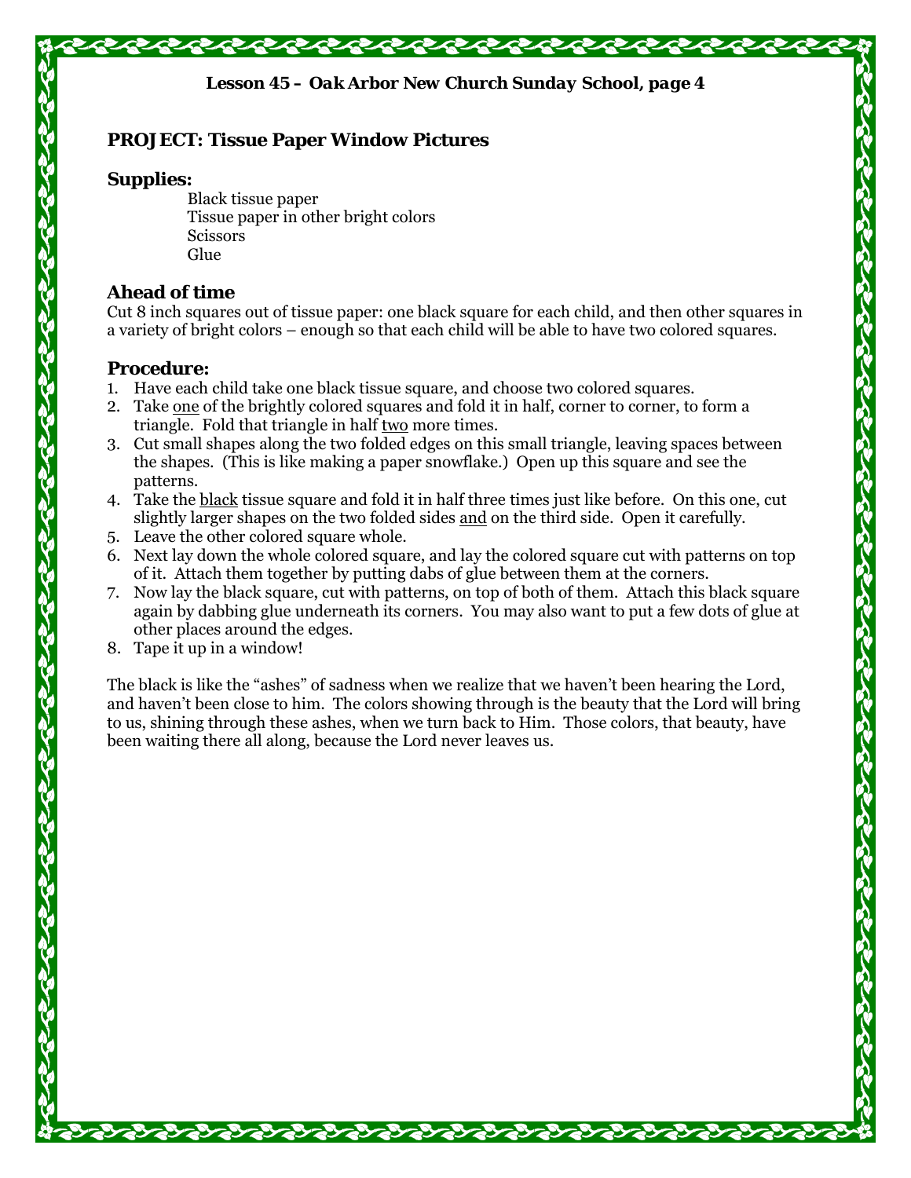## PROJECT: Tissue Paper Window Pictures

### Supplies:

Black tissue paper
Tissue paper in other bright colors
Scissors
Glue

### Ahead of time

Cut 8 inch squares out of tissue paper: one black square for each child, and then other squares in a variety of bright colors – enough so that each child will be able to have two colored squares.

### Procedure:

1. Have each child take one black tissue square, and choose two colored squares.
2. Take one of the brightly colored squares and fold it in half, corner to corner, to form a triangle. Fold that triangle in half two more times.
3. Cut small shapes along the two folded edges on this small triangle, leaving spaces between the shapes. (This is like making a paper snowflake.) Open up this square and see the patterns.
4. Take the black tissue square and fold it in half three times just like before. On this one, cut slightly larger shapes on the two folded sides and on the third side. Open it carefully.
5. Leave the other colored square whole.
6. Next lay down the whole colored square, and lay the colored square cut with patterns on top of it. Attach them together by putting dabs of glue between them at the corners.
7. Now lay the black square, cut with patterns, on top of both of them. Attach this black square again by dabbing glue underneath its corners. You may also want to put a few dots of glue at other places around the edges.
8. Tape it up in a window!

The black is like the "ashes" of sadness when we realize that we haven't been hearing the Lord, and haven't been close to him. The colors showing through is the beauty that the Lord will bring to us, shining through these ashes, when we turn back to Him. Those colors, that beauty, have been waiting there all along, because the Lord never leaves us.